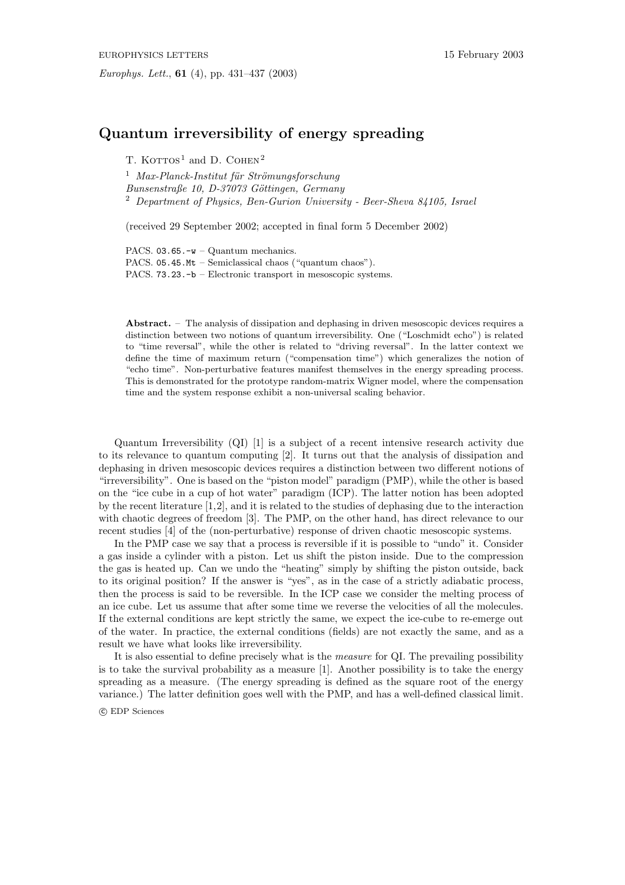# Quantum irreversibility of energy spreading

T. Kottos[1] and D. Cohen[2]

[1] *Max-Planck-Institut für Strömungsforschung Bunsenstraße 10, D-37073 Göttingen, Germany*
[2] *Department of Physics, Ben-Gurion University - Beer-Sheva 84105, Israel*

(received 29 September 2002; accepted in final form 5 December 2002)

PACS. 03.65.-w – Quantum mechanics.
PACS. 05.45.Mt – Semiclassical chaos ("quantum chaos").
PACS. 73.23.-b – Electronic transport in mesoscopic systems.

**Abstract.** – The analysis of dissipation and dephasing in driven mesoscopic devices requires a distinction between two notions of quantum irreversibility. One ("Loschmidt echo") is related to "time reversal", while the other is related to "driving reversal". In the latter context we define the time of maximum return ("compensation time") which generalizes the notion of "echo time". Non-perturbative features manifest themselves in the energy spreading process. This is demonstrated for the prototype random-matrix Wigner model, where the compensation time and the system response exhibit a non-universal scaling behavior.

Quantum Irreversibility (QI) [1] is a subject of a recent intensive research activity due to its relevance to quantum computing [2]. It turns out that the analysis of dissipation and dephasing in driven mesoscopic devices requires a distinction between two different notions of "irreversibility". One is based on the "piston model" paradigm (PMP), while the other is based on the "ice cube in a cup of hot water" paradigm (ICP). The latter notion has been adopted by the recent literature [1,2], and it is related to the studies of dephasing due to the interaction with chaotic degrees of freedom [3]. The PMP, on the other hand, has direct relevance to our recent studies [4] of the (non-perturbative) response of driven chaotic mesoscopic systems.

In the PMP case we say that a process is reversible if it is possible to "undo" it. Consider a gas inside a cylinder with a piston. Let us shift the piston inside. Due to the compression the gas is heated up. Can we undo the "heating" simply by shifting the piston outside, back to its original position? If the answer is "yes", as in the case of a strictly adiabatic process, then the process is said to be reversible. In the ICP case we consider the melting process of an ice cube. Let us assume that after some time we reverse the velocities of all the molecules. If the external conditions are kept strictly the same, we expect the ice-cube to re-emerge out of the water. In practice, the external conditions (fields) are not exactly the same, and as a result we have what looks like irreversibility.

It is also essential to define precisely what is the *measure* for QI. The prevailing possibility is to take the survival probability as a measure [1]. Another possibility is to take the energy spreading as a measure. (The energy spreading is defined as the square root of the energy variance.) The latter definition goes well with the PMP, and has a well-defined classical limit.

© EDP Sciences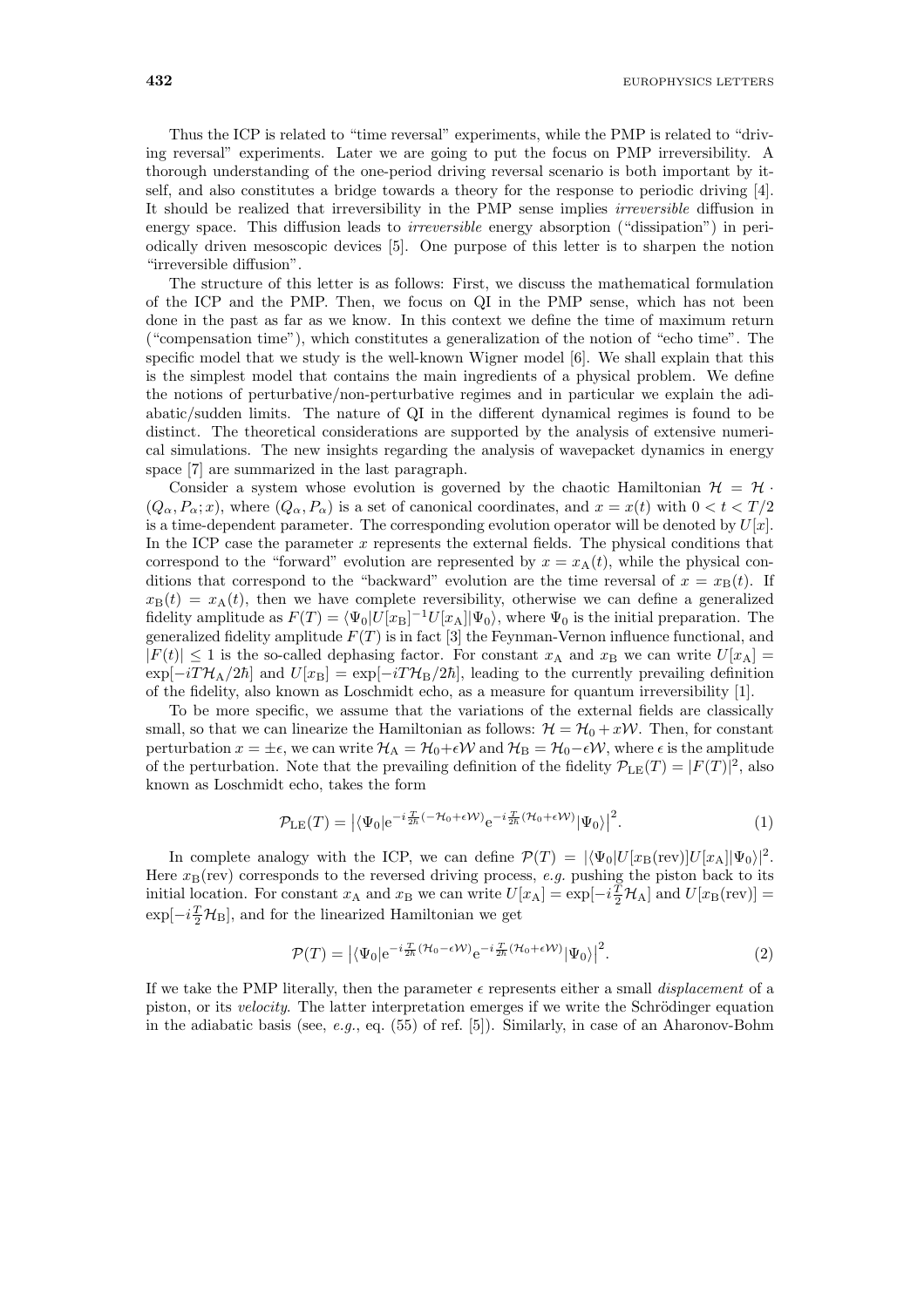Thus the ICP is related to "time reversal" experiments, while the PMP is related to "driving reversal" experiments. Later we are going to put the focus on PMP irreversibility. A thorough understanding of the one-period driving reversal scenario is both important by itself, and also constitutes a bridge towards a theory for the response to periodic driving [4]. It should be realized that irreversibility in the PMP sense implies *irreversible* diffusion in energy space. This diffusion leads to *irreversible* energy absorption ("dissipation") in periodically driven mesoscopic devices [5]. One purpose of this letter is to sharpen the notion "irreversible diffusion".

The structure of this letter is as follows: First, we discuss the mathematical formulation of the ICP and the PMP. Then, we focus on QI in the PMP sense, which has not been done in the past as far as we know. In this context we define the time of maximum return ("compensation time"), which constitutes a generalization of the notion of "echo time". The specific model that we study is the well-known Wigner model [6]. We shall explain that this is the simplest model that contains the main ingredients of a physical problem. We define the notions of perturbative/non-perturbative regimes and in particular we explain the adiabatic/sudden limits. The nature of QI in the different dynamical regimes is found to be distinct. The theoretical considerations are supported by the analysis of extensive numerical simulations. The new insights regarding the analysis of wavepacket dynamics in energy space [7] are summarized in the last paragraph.

Consider a system whose evolution is governed by the chaotic Hamiltonian $\mathcal{H} = \mathcal{H} \cdot (Q_\alpha, P_\alpha; x)$, where $(Q_\alpha, P_\alpha)$ is a set of canonical coordinates, and $x = x(t)$ with $0 < t < T/2$ is a time-dependent parameter. The corresponding evolution operator will be denoted by $U[x]$. In the ICP case the parameter $x$ represents the external fields. The physical conditions that correspond to the "forward" evolution are represented by $x = x_\mathrm{A}(t)$, while the physical conditions that correspond to the "backward" evolution are the time reversal of $x = x_\mathrm{B}(t)$. If $x_\mathrm{B}(t) = x_\mathrm{A}(t)$, then we have complete reversibility, otherwise we can define a generalized fidelity amplitude as $F(T) = \langle \Psi_0 | U[x_\mathrm{B}]^{-1} U[x_\mathrm{A}] | \Psi_0 \rangle$, where $\Psi_0$ is the initial preparation. The generalized fidelity amplitude $F(T)$ is in fact [3] the Feynman-Vernon influence functional, and $|F(t)| \leq 1$ is the so-called dephasing factor. For constant $x_\mathrm{A}$ and $x_\mathrm{B}$ we can write $U[x_\mathrm{A}] = \exp[-iT\mathcal{H}_\mathrm{A}/2\hbar]$ and $U[x_\mathrm{B}] = \exp[-iT\mathcal{H}_\mathrm{B}/2\hbar]$, leading to the currently prevailing definition of the fidelity, also known as Loschmidt echo, as a measure for quantum irreversibility [1].

To be more specific, we assume that the variations of the external fields are classically small, so that we can linearize the Hamiltonian as follows: $\mathcal{H} = \mathcal{H}_0 + x\mathcal{W}$. Then, for constant perturbation $x = \pm\epsilon$, we can write $\mathcal{H}_\mathrm{A} = \mathcal{H}_0 + \epsilon\mathcal{W}$ and $\mathcal{H}_\mathrm{B} = \mathcal{H}_0 - \epsilon\mathcal{W}$, where $\epsilon$ is the amplitude of the perturbation. Note that the prevailing definition of the fidelity $\mathcal{P}_\mathrm{LE}(T) = |F(T)|^2$, also known as Loschmidt echo, takes the form

$$\mathcal{P}_\mathrm{LE}(T) = \left| \langle \Psi_0 | \mathrm{e}^{-i\frac{T}{2\hbar}(-\mathcal{H}_0 + \epsilon\mathcal{W})} \mathrm{e}^{-i\frac{T}{2\hbar}(\mathcal{H}_0 + \epsilon\mathcal{W})} | \Psi_0 \rangle \right|^2. \tag{1}$$

In complete analogy with the ICP, we can define $\mathcal{P}(T) = |\langle \Psi_0 | U[x_\mathrm{B}(\mathrm{rev})] U[x_\mathrm{A}] | \Psi_0 \rangle|^2$. Here $x_\mathrm{B}(\mathrm{rev})$ corresponds to the reversed driving process, *e.g.* pushing the piston back to its initial location. For constant $x_\mathrm{A}$ and $x_\mathrm{B}$ we can write $U[x_\mathrm{A}] = \exp[-i\frac{T}{2}\mathcal{H}_\mathrm{A}]$ and $U[x_\mathrm{B}(\mathrm{rev})] = \exp[-i\frac{T}{2}\mathcal{H}_\mathrm{B}]$, and for the linearized Hamiltonian we get

$$\mathcal{P}(T) = \left| \langle \Psi_0 | \mathrm{e}^{-i\frac{T}{2\hbar}(\mathcal{H}_0 - \epsilon\mathcal{W})} \mathrm{e}^{-i\frac{T}{2\hbar}(\mathcal{H}_0 + \epsilon\mathcal{W})} | \Psi_0 \rangle \right|^2. \tag{2}$$

If we take the PMP literally, then the parameter $\epsilon$ represents either a small *displacement* of a piston, or its *velocity*. The latter interpretation emerges if we write the Schrödinger equation in the adiabatic basis (see, *e.g.*, eq. (55) of ref. [5]). Similarly, in case of an Aharonov-Bohm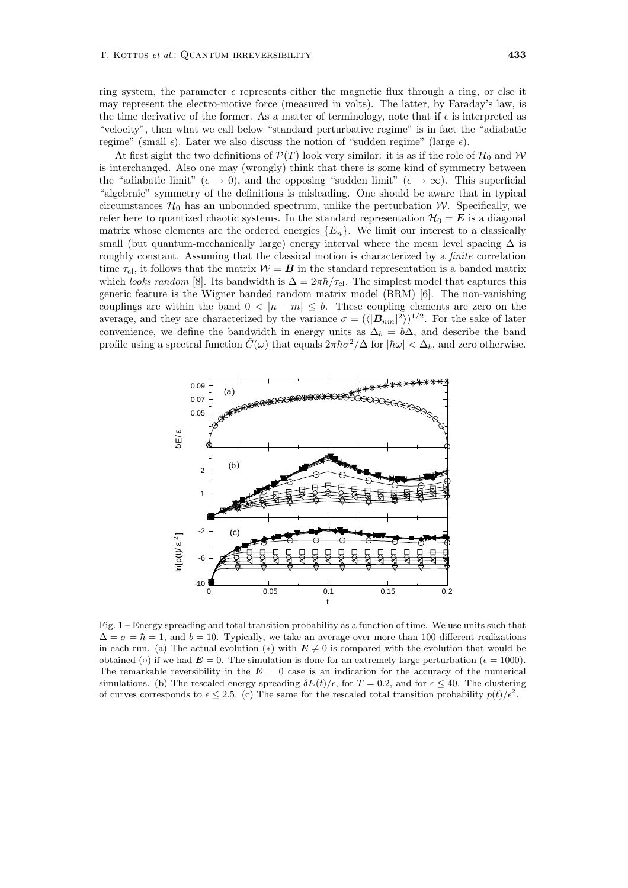ring system, the parameter $\epsilon$ represents either the magnetic flux through a ring, or else it may represent the electro-motive force (measured in volts). The latter, by Faraday's law, is the time derivative of the former. As a matter of terminology, note that if $\epsilon$ is interpreted as "velocity", then what we call below "standard perturbative regime" is in fact the "adiabatic regime" (small $\epsilon$). Later we also discuss the notion of "sudden regime" (large $\epsilon$).

At first sight the two definitions of $\mathcal{P}(T)$ look very similar: it is as if the role of $\mathcal{H}_0$ and $\mathcal{W}$ is interchanged. Also one may (wrongly) think that there is some kind of symmetry between the "adiabatic limit" ($\epsilon \to 0$), and the opposing "sudden limit" ($\epsilon \to \infty$). This superficial "algebraic" symmetry of the definitions is misleading. One should be aware that in typical circumstances $\mathcal{H}_0$ has an unbounded spectrum, unlike the perturbation $\mathcal{W}$. Specifically, we refer here to quantized chaotic systems. In the standard representation $\mathcal{H}_0 = \boldsymbol{E}$ is a diagonal matrix whose elements are the ordered energies $\{E_n\}$. We limit our interest to a classically small (but quantum-mechanically large) energy interval where the mean level spacing $\Delta$ is roughly constant. Assuming that the classical motion is characterized by a *finite* correlation time $\tau_{\text{cl}}$, it follows that the matrix $\mathcal{W} = \boldsymbol{B}$ in the standard representation is a banded matrix which *looks random* [8]. Its bandwidth is $\Delta = 2\pi\hbar/\tau_{\text{cl}}$. The simplest model that captures this generic feature is the Wigner banded random matrix model (BRM) [6]. The non-vanishing couplings are within the band $0 < |n - m| \leq b$. These coupling elements are zero on the average, and they are characterized by the variance $\sigma = (\langle|\boldsymbol{B}_{nm}|^2\rangle)^{1/2}$. For the sake of later convenience, we define the bandwidth in energy units as $\Delta_b = b\Delta$, and describe the band profile using a spectral function $\tilde{C}(\omega)$ that equals $2\pi\hbar\sigma^2/\Delta$ for $|\hbar\omega| < \Delta_b$, and zero otherwise.

Fig. 1 – Energy spreading and total transition probability as a function of time. We use units such that $\Delta = \sigma = \hbar = 1$, and $b = 10$. Typically, we take an average over more than 100 different realizations in each run. (a) The actual evolution ($*$) with $\boldsymbol{E} \neq 0$ is compared with the evolution that would be obtained ($\circ$) if we had $\boldsymbol{E} = 0$. The simulation is done for an extremely large perturbation ($\epsilon = 1000$). The remarkable reversibility in the $\boldsymbol{E} = 0$ case is an indication for the accuracy of the numerical simulations. (b) The rescaled energy spreading $\delta E(t)/\epsilon$, for $T = 0.2$, and for $\epsilon \leq 40$. The clustering of curves corresponds to $\epsilon \leq 2.5$. (c) The same for the rescaled total transition probability $p(t)/\epsilon^2$.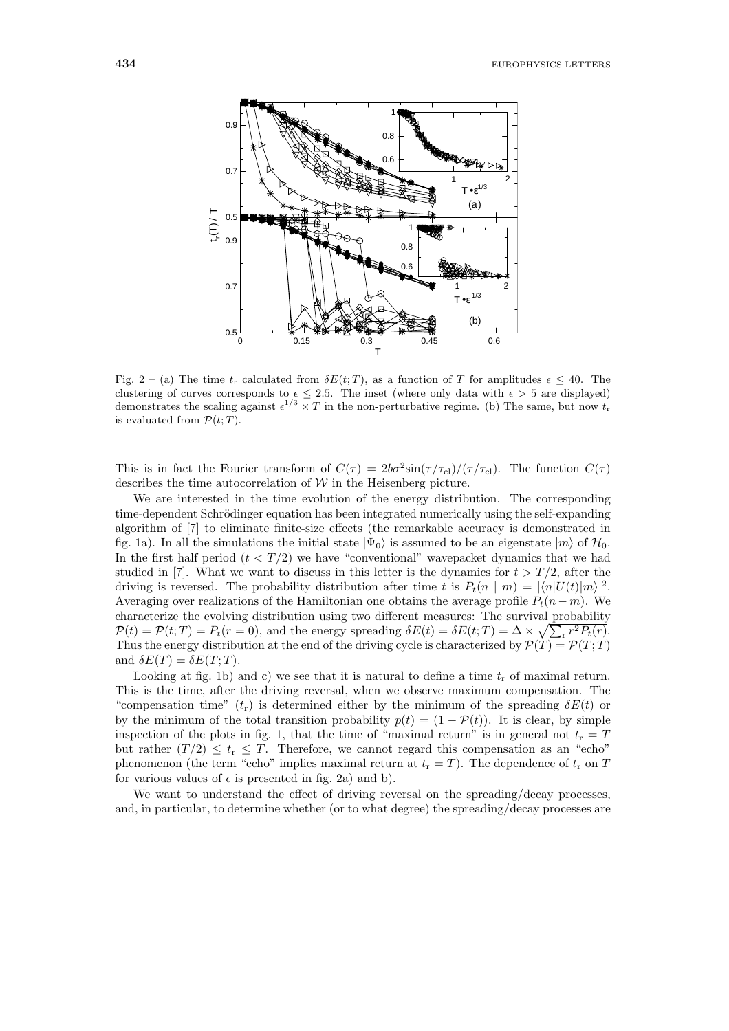Fig. 2 – (a) The time $t_r$ calculated from $\delta E(t;T)$, as a function of $T$ for amplitudes $\epsilon \leq 40$. The clustering of curves corresponds to $\epsilon \leq 2.5$. The inset (where only data with $\epsilon > 5$ are displayed) demonstrates the scaling against $\epsilon^{1/3} \times T$ in the non-perturbative regime. (b) The same, but now $t_r$ is evaluated from $\mathcal{P}(t;T)$.

This is in fact the Fourier transform of $C(\tau) = 2b\sigma^2 \sin(\tau/\tau_{cl})/(\tau/\tau_{cl})$. The function $C(\tau)$ describes the time autocorrelation of $\mathcal{W}$ in the Heisenberg picture.

We are interested in the time evolution of the energy distribution. The corresponding time-dependent Schrödinger equation has been integrated numerically using the self-expanding algorithm of [7] to eliminate finite-size effects (the remarkable accuracy is demonstrated in fig. 1a). In all the simulations the initial state $|\Psi_0\rangle$ is assumed to be an eigenstate $|m\rangle$ of $\mathcal{H}_0$. In the first half period ($t < T/2$) we have "conventional" wavepacket dynamics that we had studied in [7]. What we want to discuss in this letter is the dynamics for $t > T/2$, after the driving is reversed. The probability distribution after time $t$ is $P_t(n \mid m) = |\langle n|U(t)|m\rangle|^2$. Averaging over realizations of the Hamiltonian one obtains the average profile $P_t(n-m)$. We characterize the evolving distribution using two different measures: The survival probability $\mathcal{P}(t) = \mathcal{P}(t;T) = P_t(r=0)$, and the energy spreading $\delta E(t) = \delta E(t;T) = \Delta \times \sqrt{\sum_r r^2 P_t(r)}$. Thus the energy distribution at the end of the driving cycle is characterized by $\mathcal{P}(T) = \mathcal{P}(T;T)$ and $\delta E(T) = \delta E(T;T)$.

Looking at fig. 1b) and c) we see that it is natural to define a time $t_r$ of maximal return. This is the time, after the driving reversal, when we observe maximum compensation. The "compensation time" ($t_r$) is determined either by the minimum of the spreading $\delta E(t)$ or by the minimum of the total transition probability $p(t) = (1 - \mathcal{P}(t))$. It is clear, by simple inspection of the plots in fig. 1, that the time of "maximal return" is in general not $t_r = T$ but rather $(T/2) \leq t_r \leq T$. Therefore, we cannot regard this compensation as an "echo" phenomenon (the term "echo" implies maximal return at $t_r = T$). The dependence of $t_r$ on $T$ for various values of $\epsilon$ is presented in fig. 2a) and b).

We want to understand the effect of driving reversal on the spreading/decay processes, and, in particular, to determine whether (or to what degree) the spreading/decay processes are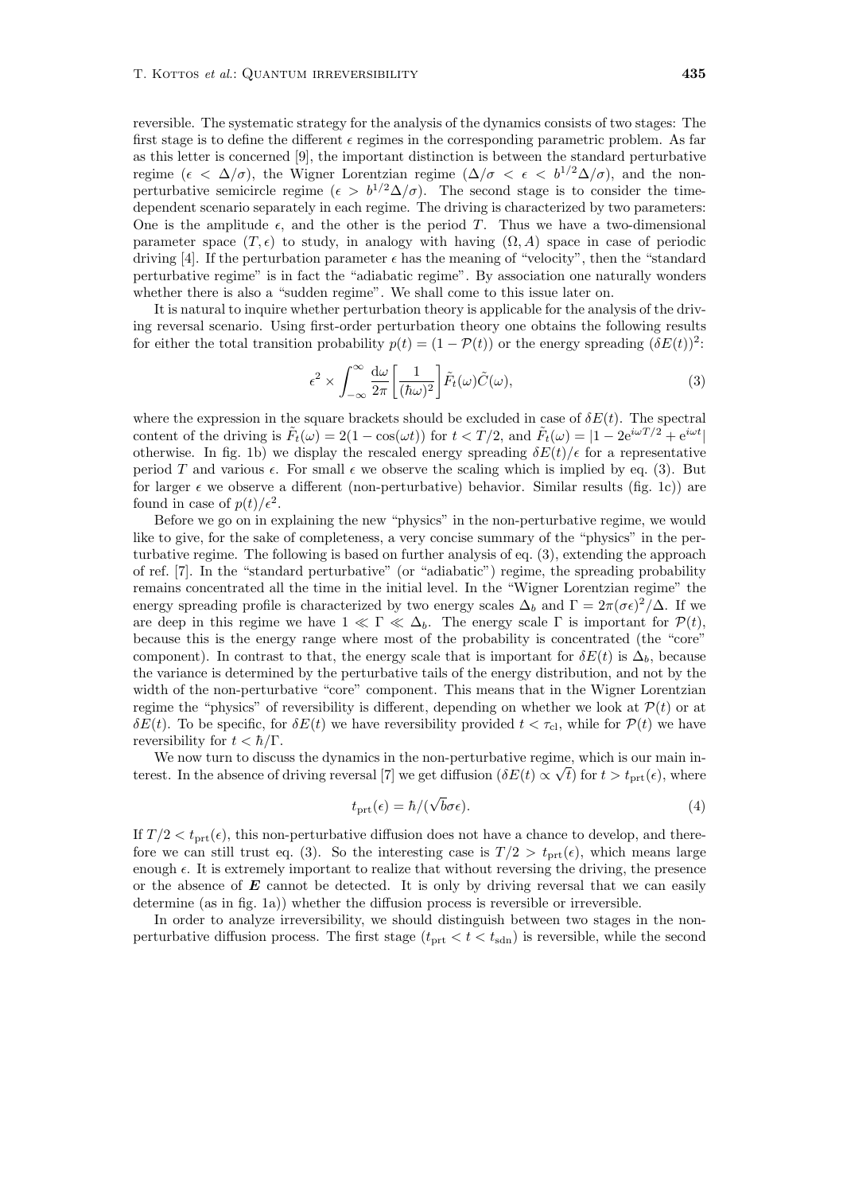reversible. The systematic strategy for the analysis of the dynamics consists of two stages: The first stage is to define the different $\epsilon$ regimes in the corresponding parametric problem. As far as this letter is concerned [9], the important distinction is between the standard perturbative regime ($\epsilon < \Delta/\sigma$), the Wigner Lorentzian regime ($\Delta/\sigma < \epsilon < b^{1/2}\Delta/\sigma$), and the non-perturbative semicircle regime ($\epsilon > b^{1/2}\Delta/\sigma$). The second stage is to consider the time-dependent scenario separately in each regime. The driving is characterized by two parameters: One is the amplitude $\epsilon$, and the other is the period $T$. Thus we have a two-dimensional parameter space $(T, \epsilon)$ to study, in analogy with having $(\Omega, A)$ space in case of periodic driving [4]. If the perturbation parameter $\epsilon$ has the meaning of "velocity", then the "standard perturbative regime" is in fact the "adiabatic regime". By association one naturally wonders whether there is also a "sudden regime". We shall come to this issue later on.

It is natural to inquire whether perturbation theory is applicable for the analysis of the driving reversal scenario. Using first-order perturbation theory one obtains the following results for either the total transition probability $p(t) = (1 - \mathcal{P}(t))$ or the energy spreading $(\delta E(t))^2$:

$$\epsilon^2 \times \int_{-\infty}^{\infty} \frac{\mathrm{d}\omega}{2\pi} \left[ \frac{1}{(\hbar\omega)^2} \right] \tilde{F}_t(\omega) \tilde{C}(\omega), \tag{3}$$

where the expression in the square brackets should be excluded in case of $\delta E(t)$. The spectral content of the driving is $\tilde{F}_t(\omega) = 2(1 - \cos(\omega t))$ for $t < T/2$, and $\tilde{F}_t(\omega) = |1 - 2\mathrm{e}^{i\omega T/2} + \mathrm{e}^{i\omega t}|$ otherwise. In fig. 1b) we display the rescaled energy spreading $\delta E(t)/\epsilon$ for a representative period $T$ and various $\epsilon$. For small $\epsilon$ we observe the scaling which is implied by eq. (3). But for larger $\epsilon$ we observe a different (non-perturbative) behavior. Similar results (fig. 1c)) are found in case of $p(t)/\epsilon^2$.

Before we go on in explaining the new "physics" in the non-perturbative regime, we would like to give, for the sake of completeness, a very concise summary of the "physics" in the perturbative regime. The following is based on further analysis of eq. (3), extending the approach of ref. [7]. In the "standard perturbative" (or "adiabatic") regime, the spreading probability remains concentrated all the time in the initial level. In the "Wigner Lorentzian regime" the energy spreading profile is characterized by two energy scales $\Delta_b$ and $\Gamma = 2\pi(\sigma\epsilon)^2/\Delta$. If we are deep in this regime we have $1 \ll \Gamma \ll \Delta_b$. The energy scale $\Gamma$ is important for $\mathcal{P}(t)$, because this is the energy range where most of the probability is concentrated (the "core" component). In contrast to that, the energy scale that is important for $\delta E(t)$ is $\Delta_b$, because the variance is determined by the perturbative tails of the energy distribution, and not by the width of the non-perturbative "core" component. This means that in the Wigner Lorentzian regime the "physics" of reversibility is different, depending on whether we look at $\mathcal{P}(t)$ or at $\delta E(t)$. To be specific, for $\delta E(t)$ we have reversibility provided $t < \tau_{\mathrm{cl}}$, while for $\mathcal{P}(t)$ we have reversibility for $t < \hbar/\Gamma$.

We now turn to discuss the dynamics in the non-perturbative regime, which is our main interest. In the absence of driving reversal [7] we get diffusion ($\delta E(t) \propto \sqrt{t}$) for $t > t_{\mathrm{prt}}(\epsilon)$, where

$$t_{\mathrm{prt}}(\epsilon) = \hbar/(\sqrt{b}\sigma\epsilon). \tag{4}$$

If $T/2 < t_{\mathrm{prt}}(\epsilon)$, this non-perturbative diffusion does not have a chance to develop, and therefore we can still trust eq. (3). So the interesting case is $T/2 > t_{\mathrm{prt}}(\epsilon)$, which means large enough $\epsilon$. It is extremely important to realize that without reversing the driving, the presence or the absence of $\boldsymbol{E}$ cannot be detected. It is only by driving reversal that we can easily determine (as in fig. 1a)) whether the diffusion process is reversible or irreversible.

In order to analyze irreversibility, we should distinguish between two stages in the non-perturbative diffusion process. The first stage ($t_{\mathrm{prt}} < t < t_{\mathrm{sdn}}$) is reversible, while the second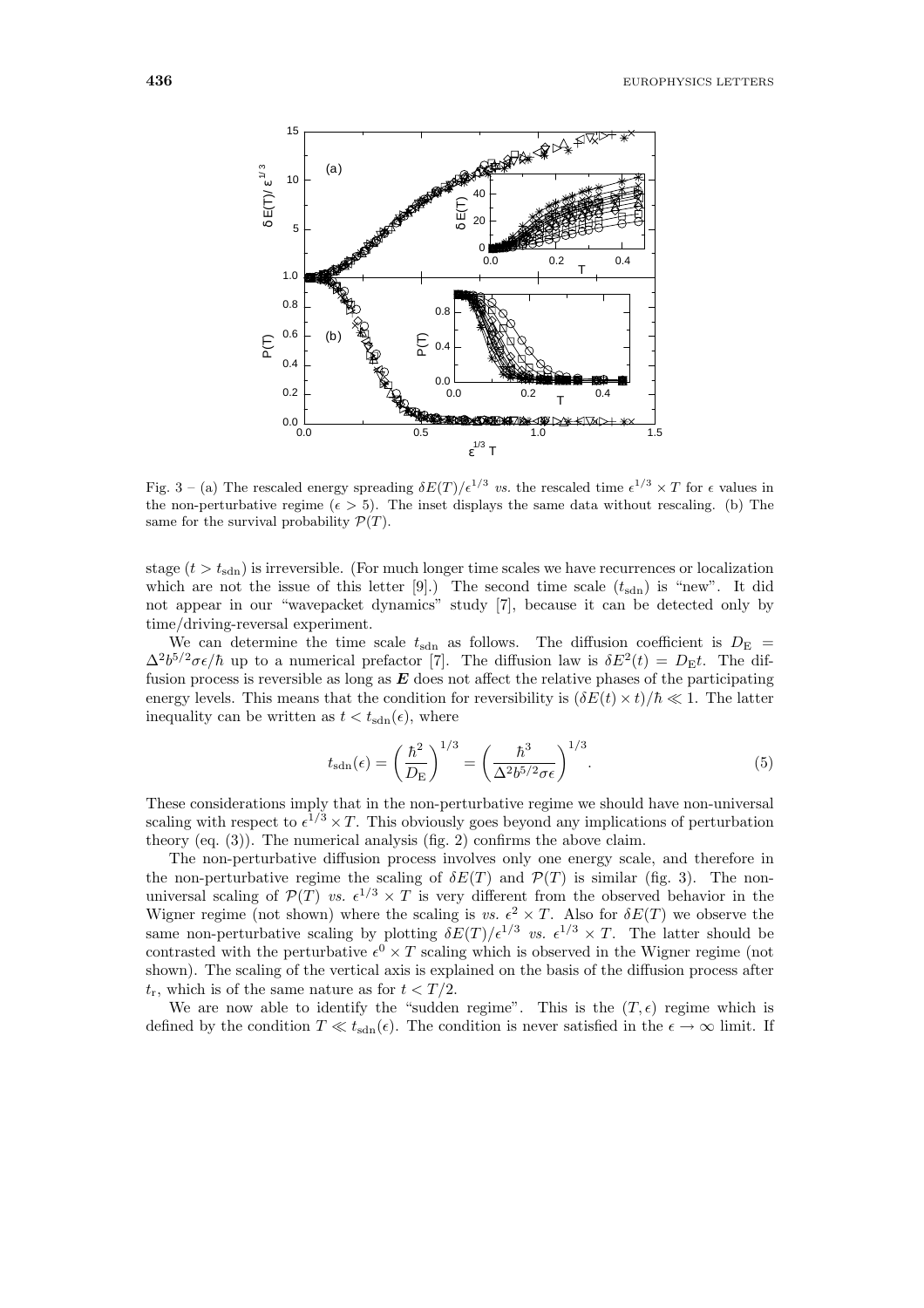Fig. 3 – (a) The rescaled energy spreading $\delta E(T)/\epsilon^{1/3}$ *vs.* the rescaled time $\epsilon^{1/3} \times T$ for $\epsilon$ values in the non-perturbative regime ($\epsilon > 5$). The inset displays the same data without rescaling. (b) The same for the survival probability $\mathcal{P}(T)$.

stage ($t > t_{\mathrm{sdn}}$) is irreversible. (For much longer time scales we have recurrences or localization which are not the issue of this letter [9].) The second time scale ($t_{\mathrm{sdn}}$) is "new". It did not appear in our "wavepacket dynamics" study [7], because it can be detected only by time/driving-reversal experiment.

We can determine the time scale $t_{\mathrm{sdn}}$ as follows. The diffusion coefficient is $D_{\mathrm{E}} = \Delta^2 b^{5/2} \sigma \epsilon/\hbar$ up to a numerical prefactor [7]. The diffusion law is $\delta E^2(t) = D_{\mathrm{E}} t$. The diffusion process is reversible as long as $\boldsymbol{E}$ does not affect the relative phases of the participating energy levels. This means that the condition for reversibility is $(\delta E(t) \times t)/\hbar \ll 1$. The latter inequality can be written as $t < t_{\mathrm{sdn}}(\epsilon)$, where

$$t_{\mathrm{sdn}}(\epsilon) = \left(\frac{\hbar^2}{D_{\mathrm{E}}}\right)^{1/3} = \left(\frac{\hbar^3}{\Delta^2 b^{5/2} \sigma \epsilon}\right)^{1/3}. \tag{5}$$

These considerations imply that in the non-perturbative regime we should have non-universal scaling with respect to $\epsilon^{1/3} \times T$. This obviously goes beyond any implications of perturbation theory (eq. (3)). The numerical analysis (fig. 2) confirms the above claim.

The non-perturbative diffusion process involves only one energy scale, and therefore in the non-perturbative regime the scaling of $\delta E(T)$ and $\mathcal{P}(T)$ is similar (fig. 3). The non-universal scaling of $\mathcal{P}(T)$ *vs.* $\epsilon^{1/3} \times T$ is very different from the observed behavior in the Wigner regime (not shown) where the scaling is *vs.* $\epsilon^2 \times T$. Also for $\delta E(T)$ we observe the same non-perturbative scaling by plotting $\delta E(T)/\epsilon^{1/3}$ *vs.* $\epsilon^{1/3} \times T$. The latter should be contrasted with the perturbative $\epsilon^0 \times T$ scaling which is observed in the Wigner regime (not shown). The scaling of the vertical axis is explained on the basis of the diffusion process after $t_{\mathrm{r}}$, which is of the same nature as for $t < T/2$.

We are now able to identify the "sudden regime". This is the $(T, \epsilon)$ regime which is defined by the condition $T \ll t_{\mathrm{sdn}}(\epsilon)$. The condition is never satisfied in the $\epsilon \to \infty$ limit. If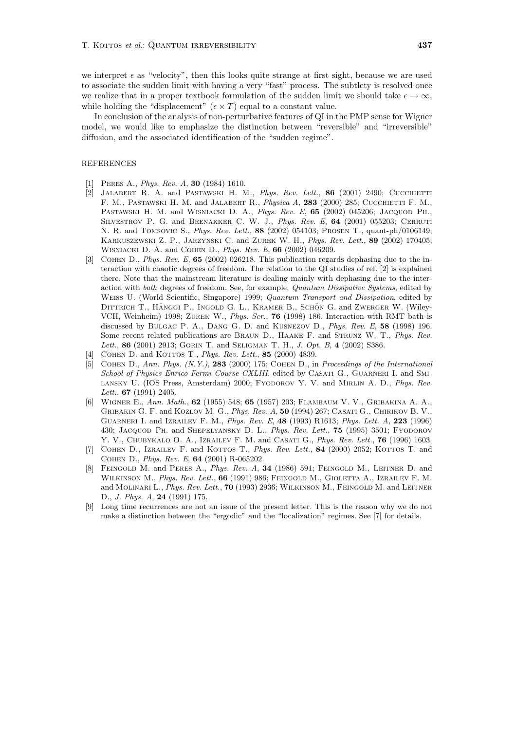we interpret $\epsilon$ as "velocity", then this looks quite strange at first sight, because we are used to associate the sudden limit with having a very "fast" process. The subtlety is resolved once we realize that in a proper textbook formulation of the sudden limit we should take $\epsilon \to \infty$, while holding the "displacement" ($\epsilon \times T$) equal to a constant value.

In conclusion of the analysis of non-perturbative features of QI in the PMP sense for Wigner model, we would like to emphasize the distinction between "reversible" and "irreversible" diffusion, and the associated identification of the "sudden regime".

## REFERENCES

[1] Peres A., *Phys. Rev. A*, **30** (1984) 1610.

[2] Jalabert R. A. and Pastawski H. M., *Phys. Rev. Lett.*, **86** (2001) 2490; Cucchietti F. M., Pastawski H. M. and Jalabert R., *Physica A*, **283** (2000) 285; Cucchietti F. M., Pastawski H. M. and Wisniacki D. A., *Phys. Rev. E*, **65** (2002) 045206; Jacquod Ph., Silvestrov P. G. and Beenakker C. W. J., *Phys. Rev. E*, **64** (2001) 055203; Cerruti N. R. and Tomsovic S., *Phys. Rev. Lett.*, **88** (2002) 054103; Prosen T., quant-ph/0106149; Karkuszewski Z. P., Jarzynski C. and Zurek W. H., *Phys. Rev. Lett.*, **89** (2002) 170405; Wisniacki D. A. and Cohen D., *Phys. Rev. E*, **66** (2002) 046209.

[3] Cohen D., *Phys. Rev. E*, **65** (2002) 026218. This publication regards dephasing due to the interaction with chaotic degrees of freedom. The relation to the QI studies of ref. [2] is explained there. Note that the mainstream literature is dealing mainly with dephasing due to the interaction with *bath* degrees of freedom. See, for example, *Quantum Dissipative Systems*, edited by Weiss U. (World Scientific, Singapore) 1999; *Quantum Transport and Dissipation*, edited by Dittrich T., Hänggi P., Ingold G. L., Kramer B., Schön G. and Zwerger W. (Wiley-VCH, Weinheim) 1998; Zurek W., *Phys. Scr.*, **76** (1998) 186. Interaction with RMT bath is discussed by Bulgac P. A., Dang G. D. and Kusnezov D., *Phys. Rev. E*, **58** (1998) 196. Some recent related publications are Braun D., Haake F. and Strunz W. T., *Phys. Rev. Lett.*, **86** (2001) 2913; Gorin T. and Seligman T. H., *J. Opt. B*, **4** (2002) S386.

[4] Cohen D. and Kottos T., *Phys. Rev. Lett.*, **85** (2000) 4839.

[5] Cohen D., *Ann. Phys. (N.Y.)*, **283** (2000) 175; Cohen D., in *Proceedings of the International School of Physics Enrico Fermi Course CXLIII*, edited by Casati G., Guarneri I. and Smilansky U. (IOS Press, Amsterdam) 2000; Fyodorov Y. V. and Mirlin A. D., *Phys. Rev. Lett.*, **67** (1991) 2405.

[6] Wigner E., *Ann. Math.*, **62** (1955) 548; **65** (1957) 203; Flambaum V. V., Gribakina A. A., Gribakin G. F. and Kozlov M. G., *Phys. Rev. A*, **50** (1994) 267; Casati G., Chirikov B. V., Guarneri I. and Izrailev F. M., *Phys. Rev. E*, **48** (1993) R1613; *Phys. Lett. A*, **223** (1996) 430; Jacquod Ph. and Shepelyansky D. L., *Phys. Rev. Lett.*, **75** (1995) 3501; Fyodorov Y. V., Chubykalo O. A., Izrailev F. M. and Casati G., *Phys. Rev. Lett.*, **76** (1996) 1603.

[7] Cohen D., Izrailev F. and Kottos T., *Phys. Rev. Lett.*, **84** (2000) 2052; Kottos T. and Cohen D., *Phys. Rev. E*, **64** (2001) R-065202.

[8] Feingold M. and Peres A., *Phys. Rev. A*, **34** (1986) 591; Feingold M., Leitner D. and Wilkinson M., *Phys. Rev. Lett.*, **66** (1991) 986; Feingold M., Gioletta A., Izrailev F. M. and Molinari L., *Phys. Rev. Lett.*, **70** (1993) 2936; Wilkinson M., Feingold M. and Leitner D., *J. Phys. A*, **24** (1991) 175.

[9] Long time recurrences are not an issue of the present letter. This is the reason why we do not make a distinction between the "ergodic" and the "localization" regimes. See [7] for details.